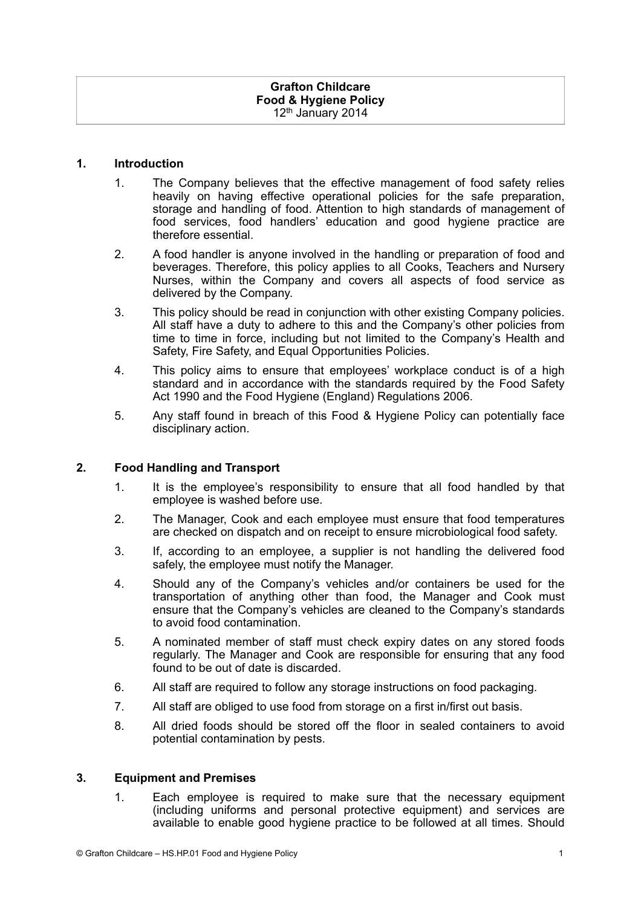**Grafton Childcare**
**Food & Hygiene Policy**
12th January 2014

## 1. Introduction

1. The Company believes that the effective management of food safety relies heavily on having effective operational policies for the safe preparation, storage and handling of food. Attention to high standards of management of food services, food handlers' education and good hygiene practice are therefore essential.
2. A food handler is anyone involved in the handling or preparation of food and beverages. Therefore, this policy applies to all Cooks, Teachers and Nursery Nurses, within the Company and covers all aspects of food service as delivered by the Company.
3. This policy should be read in conjunction with other existing Company policies. All staff have a duty to adhere to this and the Company's other policies from time to time in force, including but not limited to the Company's Health and Safety, Fire Safety, and Equal Opportunities Policies.
4. This policy aims to ensure that employees' workplace conduct is of a high standard and in accordance with the standards required by the Food Safety Act 1990 and the Food Hygiene (England) Regulations 2006.
5. Any staff found in breach of this Food & Hygiene Policy can potentially face disciplinary action.

## 2. Food Handling and Transport

1. It is the employee's responsibility to ensure that all food handled by that employee is washed before use.
2. The Manager, Cook and each employee must ensure that food temperatures are checked on dispatch and on receipt to ensure microbiological food safety.
3. If, according to an employee, a supplier is not handling the delivered food safely, the employee must notify the Manager.
4. Should any of the Company's vehicles and/or containers be used for the transportation of anything other than food, the Manager and Cook must ensure that the Company's vehicles are cleaned to the Company's standards to avoid food contamination.
5. A nominated member of staff must check expiry dates on any stored foods regularly. The Manager and Cook are responsible for ensuring that any food found to be out of date is discarded.
6. All staff are required to follow any storage instructions on food packaging.
7. All staff are obliged to use food from storage on a first in/first out basis.
8. All dried foods should be stored off the floor in sealed containers to avoid potential contamination by pests.

## 3. Equipment and Premises

1. Each employee is required to make sure that the necessary equipment (including uniforms and personal protective equipment) and services are available to enable good hygiene practice to be followed at all times. Should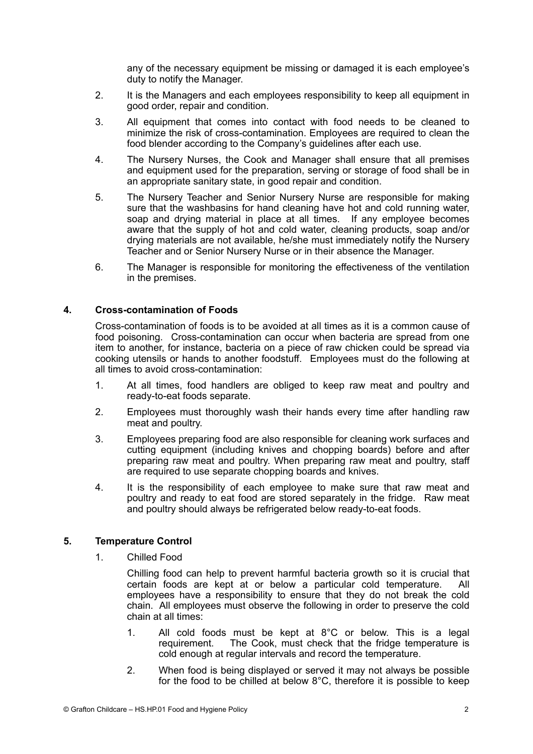any of the necessary equipment be missing or damaged it is each employee's duty to notify the Manager.

2. It is the Managers and each employees responsibility to keep all equipment in good order, repair and condition.

3. All equipment that comes into contact with food needs to be cleaned to minimize the risk of cross-contamination. Employees are required to clean the food blender according to the Company's guidelines after each use.

4. The Nursery Nurses, the Cook and Manager shall ensure that all premises and equipment used for the preparation, serving or storage of food shall be in an appropriate sanitary state, in good repair and condition.

5. The Nursery Teacher and Senior Nursery Nurse are responsible for making sure that the washbasins for hand cleaning have hot and cold running water, soap and drying material in place at all times. If any employee becomes aware that the supply of hot and cold water, cleaning products, soap and/or drying materials are not available, he/she must immediately notify the Nursery Teacher and or Senior Nursery Nurse or in their absence the Manager.

6. The Manager is responsible for monitoring the effectiveness of the ventilation in the premises.

## 4. Cross-contamination of Foods

Cross-contamination of foods is to be avoided at all times as it is a common cause of food poisoning. Cross-contamination can occur when bacteria are spread from one item to another, for instance, bacteria on a piece of raw chicken could be spread via cooking utensils or hands to another foodstuff. Employees must do the following at all times to avoid cross-contamination:

1. At all times, food handlers are obliged to keep raw meat and poultry and ready-to-eat foods separate.

2. Employees must thoroughly wash their hands every time after handling raw meat and poultry.

3. Employees preparing food are also responsible for cleaning work surfaces and cutting equipment (including knives and chopping boards) before and after preparing raw meat and poultry. When preparing raw meat and poultry, staff are required to use separate chopping boards and knives.

4. It is the responsibility of each employee to make sure that raw meat and poultry and ready to eat food are stored separately in the fridge. Raw meat and poultry should always be refrigerated below ready-to-eat foods.

## 5. Temperature Control

1. Chilled Food

   Chilling food can help to prevent harmful bacteria growth so it is crucial that certain foods are kept at or below a particular cold temperature. All employees have a responsibility to ensure that they do not break the cold chain. All employees must observe the following in order to preserve the cold chain at all times:

   1. All cold foods must be kept at 8°C or below. This is a legal requirement. The Cook, must check that the fridge temperature is cold enough at regular intervals and record the temperature.

   2. When food is being displayed or served it may not always be possible for the food to be chilled at below 8°C, therefore it is possible to keep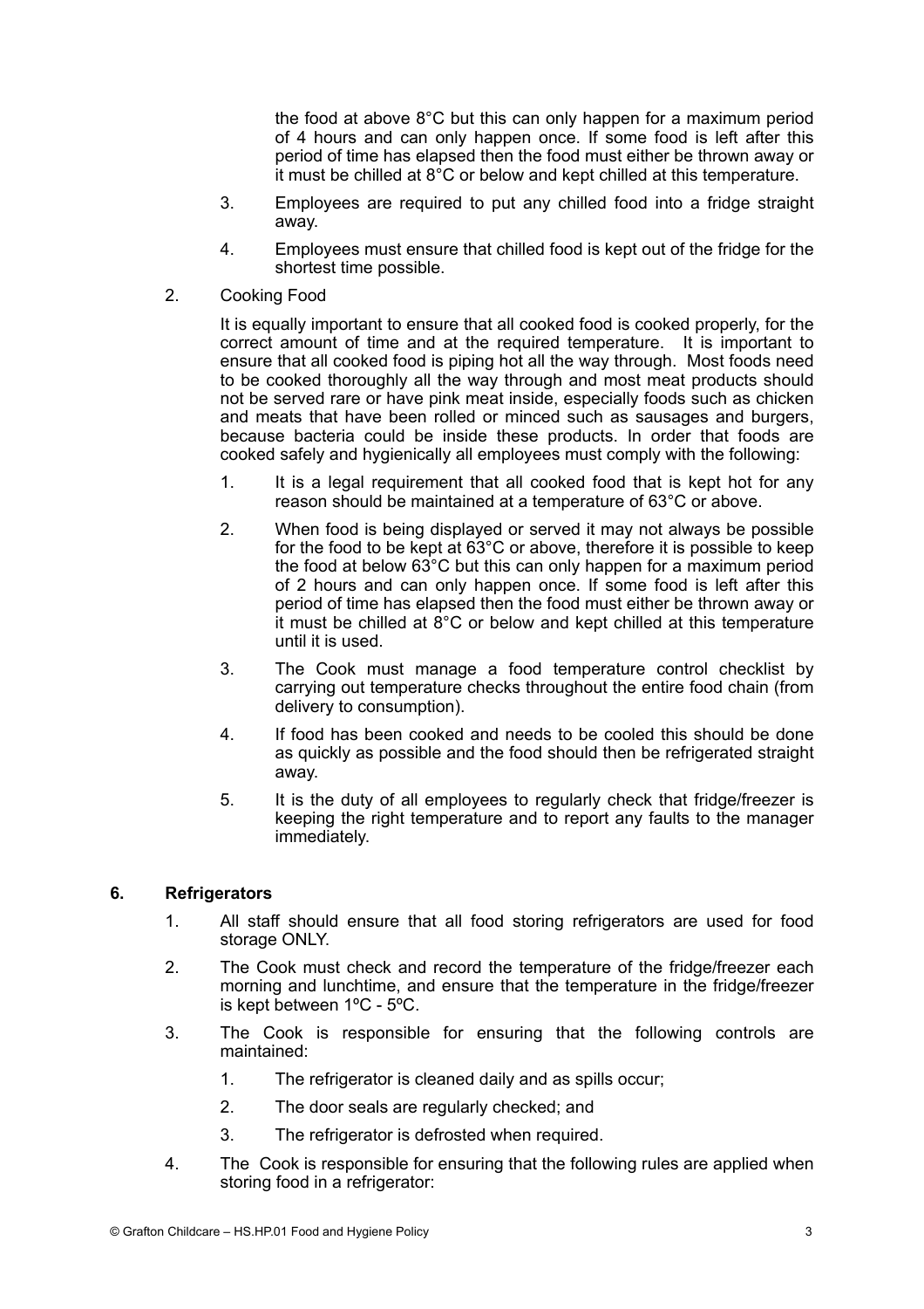the food at above 8°C but this can only happen for a maximum period of 4 hours and can only happen once. If some food is left after this period of time has elapsed then the food must either be thrown away or it must be chilled at 8°C or below and kept chilled at this temperature.

3. Employees are required to put any chilled food into a fridge straight away.
4. Employees must ensure that chilled food is kept out of the fridge for the shortest time possible.

2. Cooking Food

   It is equally important to ensure that all cooked food is cooked properly, for the correct amount of time and at the required temperature. It is important to ensure that all cooked food is piping hot all the way through. Most foods need to be cooked thoroughly all the way through and most meat products should not be served rare or have pink meat inside, especially foods such as chicken and meats that have been rolled or minced such as sausages and burgers, because bacteria could be inside these products. In order that foods are cooked safely and hygienically all employees must comply with the following:

   1. It is a legal requirement that all cooked food that is kept hot for any reason should be maintained at a temperature of 63°C or above.
   2. When food is being displayed or served it may not always be possible for the food to be kept at 63°C or above, therefore it is possible to keep the food at below 63°C but this can only happen for a maximum period of 2 hours and can only happen once. If some food is left after this period of time has elapsed then the food must either be thrown away or it must be chilled at 8°C or below and kept chilled at this temperature until it is used.
   3. The Cook must manage a food temperature control checklist by carrying out temperature checks throughout the entire food chain (from delivery to consumption).
   4. If food has been cooked and needs to be cooled this should be done as quickly as possible and the food should then be refrigerated straight away.
   5. It is the duty of all employees to regularly check that fridge/freezer is keeping the right temperature and to report any faults to the manager immediately.

## 6. Refrigerators

1. All staff should ensure that all food storing refrigerators are used for food storage ONLY.
2. The Cook must check and record the temperature of the fridge/freezer each morning and lunchtime, and ensure that the temperature in the fridge/freezer is kept between 1ºC - 5ºC.
3. The Cook is responsible for ensuring that the following controls are maintained:
   1. The refrigerator is cleaned daily and as spills occur;
   2. The door seals are regularly checked; and
   3. The refrigerator is defrosted when required.
4. The Cook is responsible for ensuring that the following rules are applied when storing food in a refrigerator: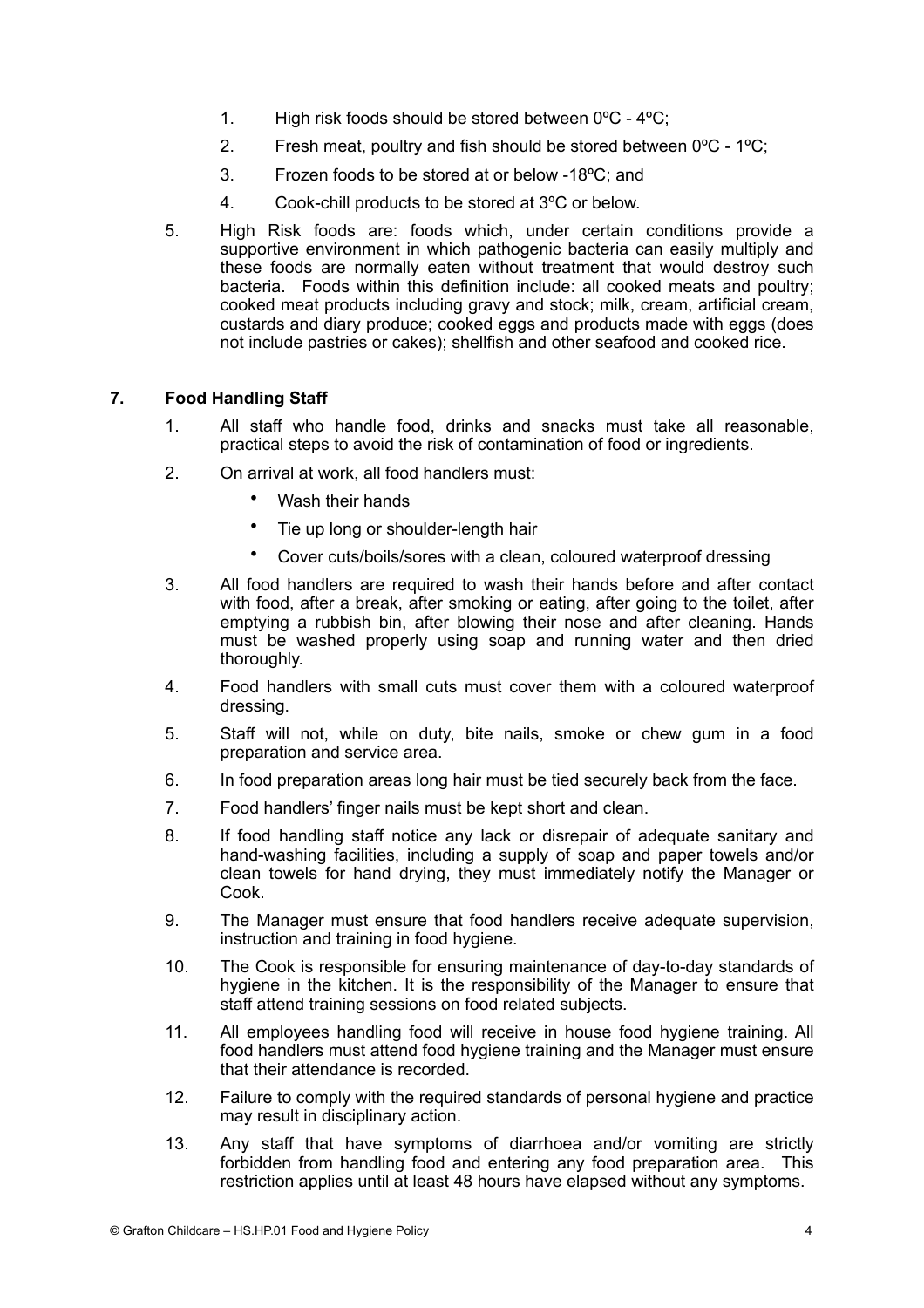1. High risk foods should be stored between 0ºC - 4ºC;
2. Fresh meat, poultry and fish should be stored between 0ºC - 1ºC;
3. Frozen foods to be stored at or below -18ºC; and
4. Cook-chill products to be stored at 3ºC or below.

5. High Risk foods are: foods which, under certain conditions provide a supportive environment in which pathogenic bacteria can easily multiply and these foods are normally eaten without treatment that would destroy such bacteria. Foods within this definition include: all cooked meats and poultry; cooked meat products including gravy and stock; milk, cream, artificial cream, custards and diary produce; cooked eggs and products made with eggs (does not include pastries or cakes); shellfish and other seafood and cooked rice.

## 7. Food Handling Staff

1. All staff who handle food, drinks and snacks must take all reasonable, practical steps to avoid the risk of contamination of food or ingredients.
2. On arrival at work, all food handlers must:
   - Wash their hands
   - Tie up long or shoulder-length hair
   - Cover cuts/boils/sores with a clean, coloured waterproof dressing
3. All food handlers are required to wash their hands before and after contact with food, after a break, after smoking or eating, after going to the toilet, after emptying a rubbish bin, after blowing their nose and after cleaning. Hands must be washed properly using soap and running water and then dried thoroughly.
4. Food handlers with small cuts must cover them with a coloured waterproof dressing.
5. Staff will not, while on duty, bite nails, smoke or chew gum in a food preparation and service area.
6. In food preparation areas long hair must be tied securely back from the face.
7. Food handlers' finger nails must be kept short and clean.
8. If food handling staff notice any lack or disrepair of adequate sanitary and hand-washing facilities, including a supply of soap and paper towels and/or clean towels for hand drying, they must immediately notify the Manager or Cook.
9. The Manager must ensure that food handlers receive adequate supervision, instruction and training in food hygiene.
10. The Cook is responsible for ensuring maintenance of day-to-day standards of hygiene in the kitchen. It is the responsibility of the Manager to ensure that staff attend training sessions on food related subjects.
11. All employees handling food will receive in house food hygiene training. All food handlers must attend food hygiene training and the Manager must ensure that their attendance is recorded.
12. Failure to comply with the required standards of personal hygiene and practice may result in disciplinary action.
13. Any staff that have symptoms of diarrhoea and/or vomiting are strictly forbidden from handling food and entering any food preparation area. This restriction applies until at least 48 hours have elapsed without any symptoms.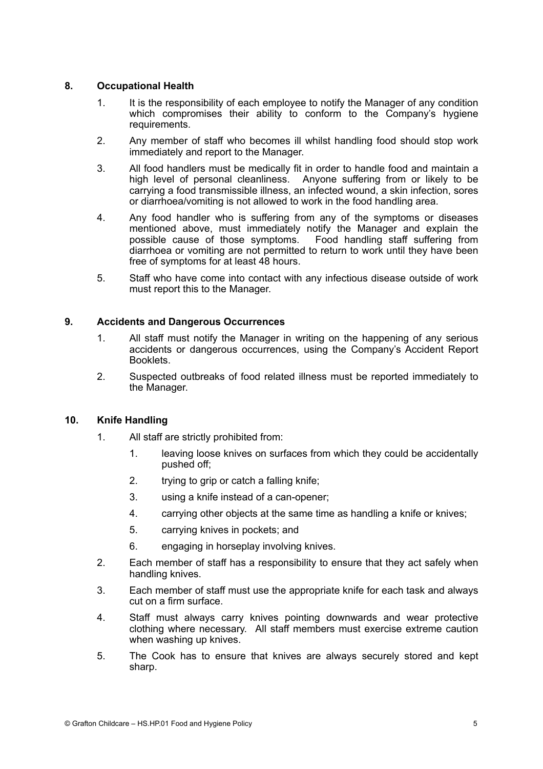## 8. Occupational Health

1. It is the responsibility of each employee to notify the Manager of any condition which compromises their ability to conform to the Company's hygiene requirements.
2. Any member of staff who becomes ill whilst handling food should stop work immediately and report to the Manager.
3. All food handlers must be medically fit in order to handle food and maintain a high level of personal cleanliness. Anyone suffering from or likely to be carrying a food transmissible illness, an infected wound, a skin infection, sores or diarrhoea/vomiting is not allowed to work in the food handling area.
4. Any food handler who is suffering from any of the symptoms or diseases mentioned above, must immediately notify the Manager and explain the possible cause of those symptoms. Food handling staff suffering from diarrhoea or vomiting are not permitted to return to work until they have been free of symptoms for at least 48 hours.
5. Staff who have come into contact with any infectious disease outside of work must report this to the Manager.

## 9. Accidents and Dangerous Occurrences

1. All staff must notify the Manager in writing on the happening of any serious accidents or dangerous occurrences, using the Company's Accident Report Booklets.
2. Suspected outbreaks of food related illness must be reported immediately to the Manager.

## 10. Knife Handling

1. All staff are strictly prohibited from:
    1. leaving loose knives on surfaces from which they could be accidentally pushed off;
    2. trying to grip or catch a falling knife;
    3. using a knife instead of a can-opener;
    4. carrying other objects at the same time as handling a knife or knives;
    5. carrying knives in pockets; and
    6. engaging in horseplay involving knives.
2. Each member of staff has a responsibility to ensure that they act safely when handling knives.
3. Each member of staff must use the appropriate knife for each task and always cut on a firm surface.
4. Staff must always carry knives pointing downwards and wear protective clothing where necessary. All staff members must exercise extreme caution when washing up knives.
5. The Cook has to ensure that knives are always securely stored and kept sharp.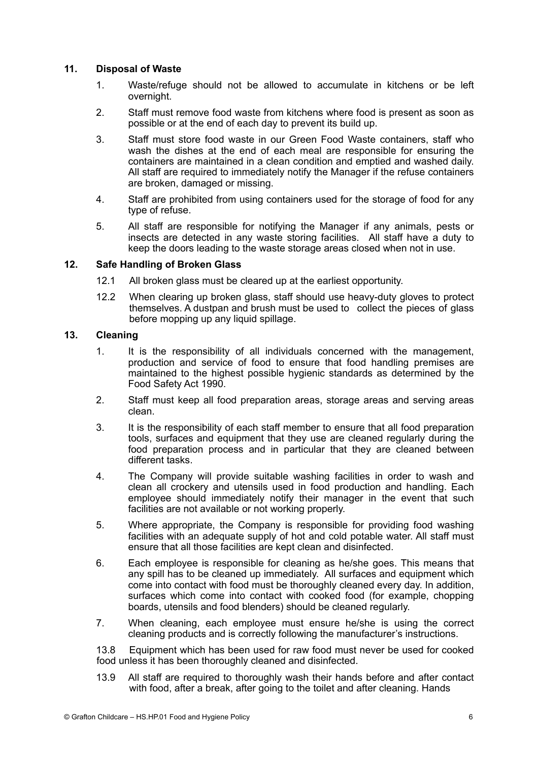## 11. Disposal of Waste

1. Waste/refuge should not be allowed to accumulate in kitchens or be left overnight.
2. Staff must remove food waste from kitchens where food is present as soon as possible or at the end of each day to prevent its build up.
3. Staff must store food waste in our Green Food Waste containers, staff who wash the dishes at the end of each meal are responsible for ensuring the containers are maintained in a clean condition and emptied and washed daily. All staff are required to immediately notify the Manager if the refuse containers are broken, damaged or missing.
4. Staff are prohibited from using containers used for the storage of food for any type of refuse.
5. All staff are responsible for notifying the Manager if any animals, pests or insects are detected in any waste storing facilities. All staff have a duty to keep the doors leading to the waste storage areas closed when not in use.

## 12. Safe Handling of Broken Glass

12.1 All broken glass must be cleared up at the earliest opportunity.

12.2 When clearing up broken glass, staff should use heavy-duty gloves to protect themselves. A dustpan and brush must be used to collect the pieces of glass before mopping up any liquid spillage.

## 13. Cleaning

1. It is the responsibility of all individuals concerned with the management, production and service of food to ensure that food handling premises are maintained to the highest possible hygienic standards as determined by the Food Safety Act 1990.
2. Staff must keep all food preparation areas, storage areas and serving areas clean.
3. It is the responsibility of each staff member to ensure that all food preparation tools, surfaces and equipment that they use are cleaned regularly during the food preparation process and in particular that they are cleaned between different tasks.
4. The Company will provide suitable washing facilities in order to wash and clean all crockery and utensils used in food production and handling. Each employee should immediately notify their manager in the event that such facilities are not available or not working properly.
5. Where appropriate, the Company is responsible for providing food washing facilities with an adequate supply of hot and cold potable water. All staff must ensure that all those facilities are kept clean and disinfected.
6. Each employee is responsible for cleaning as he/she goes. This means that any spill has to be cleaned up immediately. All surfaces and equipment which come into contact with food must be thoroughly cleaned every day. In addition, surfaces which come into contact with cooked food (for example, chopping boards, utensils and food blenders) should be cleaned regularly.
7. When cleaning, each employee must ensure he/she is using the correct cleaning products and is correctly following the manufacturer's instructions.

13.8 Equipment which has been used for raw food must never be used for cooked food unless it has been thoroughly cleaned and disinfected.

13.9 All staff are required to thoroughly wash their hands before and after contact with food, after a break, after going to the toilet and after cleaning. Hands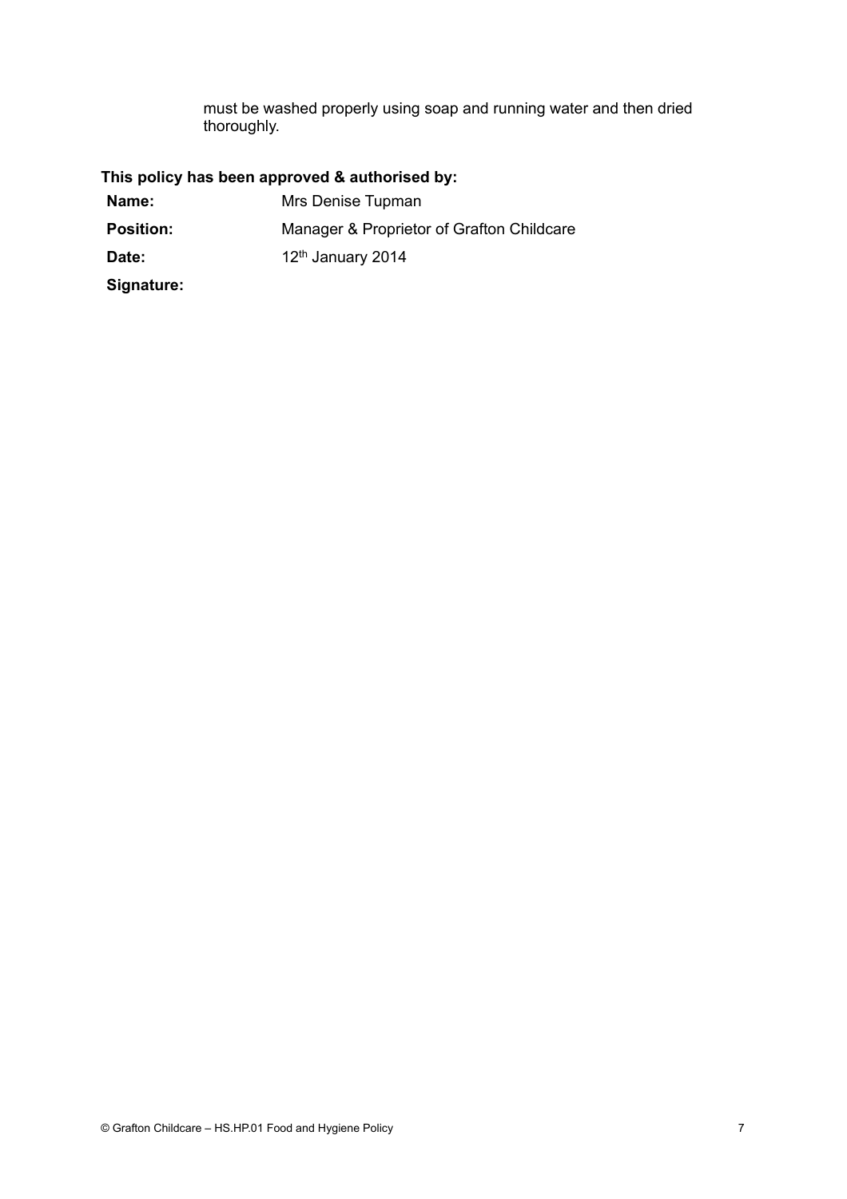must be washed properly using soap and running water and then dried thoroughly.

**This policy has been approved & authorised by:**

| | |
|---|---|
| **Name:** | Mrs Denise Tupman |
| **Position:** | Manager & Proprietor of Grafton Childcare |
| **Date:** | 12th January 2014 |
| **Signature:** | |